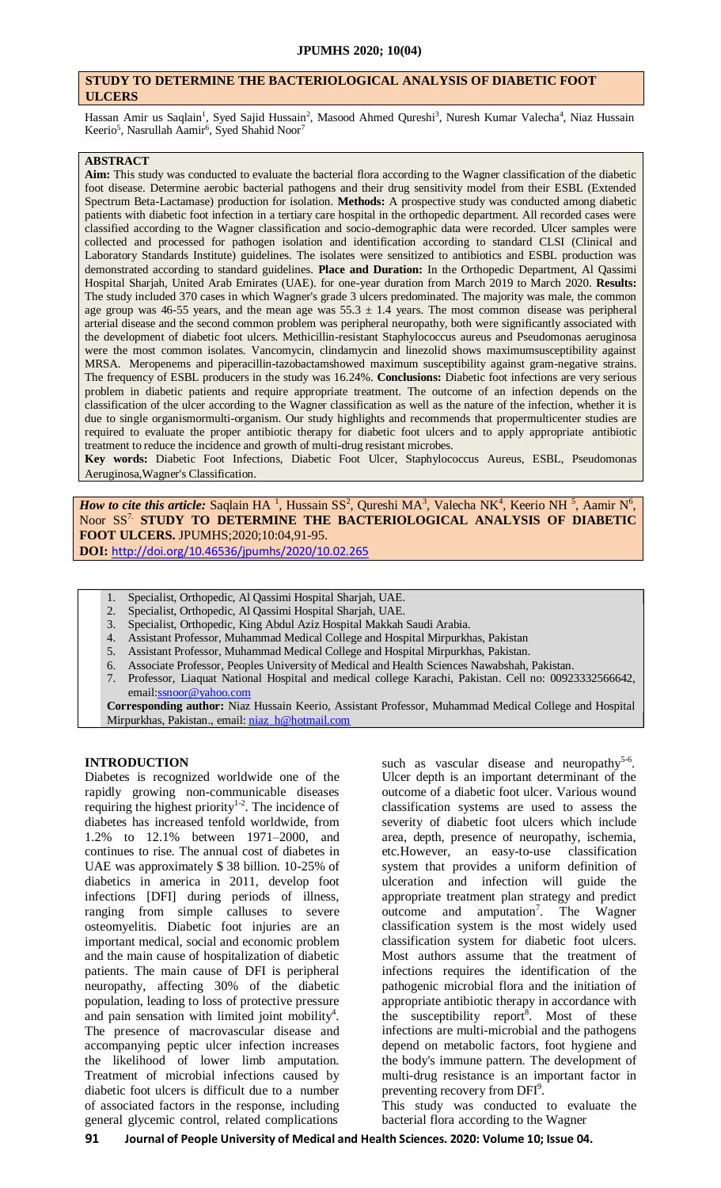# STUDY TO DETERMINE THE BACTERIOLOGICAL ANALYSIS OF DIABETIC FOOT ULCERS

Hassan Amir us Saqlain[1], Syed Sajid Hussain[2], Masood Ahmed Qureshi[3], Nuresh Kumar Valecha[4], Niaz Hussain Keerio[5], Nasrullah Aamir[6], Syed Shahid Noor[7]

## ABSTRACT

**Aim:** This study was conducted to evaluate the bacterial flora according to the Wagner classification of the diabetic foot disease. Determine aerobic bacterial pathogens and their drug sensitivity model from their ESBL (Extended Spectrum Beta-Lactamase) production for isolation. **Methods:** A prospective study was conducted among diabetic patients with diabetic foot infection in a tertiary care hospital in the orthopedic department. All recorded cases were classified according to the Wagner classification and socio-demographic data were recorded. Ulcer samples were collected and processed for pathogen isolation and identification according to standard CLSI (Clinical and Laboratory Standards Institute) guidelines. The isolates were sensitized to antibiotics and ESBL production was demonstrated according to standard guidelines. **Place and Duration:** In the Orthopedic Department, Al Qassimi Hospital Sharjah, United Arab Emirates (UAE). for one-year duration from March 2019 to March 2020. **Results:** The study included 370 cases in which Wagner's grade 3 ulcers predominated. The majority was male, the common age group was 46-55 years, and the mean age was 55.3 ± 1.4 years. The most common disease was peripheral arterial disease and the second common problem was peripheral neuropathy, both were significantly associated with the development of diabetic foot ulcers. Methicillin-resistant Staphylococcus aureus and Pseudomonas aeruginosa were the most common isolates. Vancomycin, clindamycin and linezolid shows maximumsusceptibility against MRSA. Meropenems and piperacillin-tazobactamshowed maximum susceptibility against gram-negative strains. The frequency of ESBL producers in the study was 16.24%. **Conclusions:** Diabetic foot infections are very serious problem in diabetic patients and require appropriate treatment. The outcome of an infection depends on the classification of the ulcer according to the Wagner classification as well as the nature of the infection, whether it is due to single organismormulti-organism. Our study highlights and recommends that propermulticenter studies are required to evaluate the proper antibiotic therapy for diabetic foot ulcers and to apply appropriate antibiotic treatment to reduce the incidence and growth of multi-drug resistant microbes.

**Key words:** Diabetic Foot Infections, Diabetic Foot Ulcer, Staphylococcus Aureus, ESBL, Pseudomonas Aeruginosa,Wagner's Classification.

***How to cite this article:*** Saqlain HA [1], Hussain SS[2], Qureshi MA[3], Valecha NK[4], Keerio NH [5], Aamir N[6], Noor SS[7]. **STUDY TO DETERMINE THE BACTERIOLOGICAL ANALYSIS OF DIABETIC FOOT ULCERS.** JPUMHS;2020;10:04,91-95.
**DOI:** http://doi.org/10.46536/jpumhs/2020/10.02.265

1. Specialist, Orthopedic, Al Qassimi Hospital Sharjah, UAE.
2. Specialist, Orthopedic, Al Qassimi Hospital Sharjah, UAE.
3. Specialist, Orthopedic, King Abdul Aziz Hospital Makkah Saudi Arabia.
4. Assistant Professor, Muhammad Medical College and Hospital Mirpurkhas, Pakistan
5. Assistant Professor, Muhammad Medical College and Hospital Mirpurkhas, Pakistan.
6. Associate Professor, Peoples University of Medical and Health Sciences Nawabshah, Pakistan.
7. Professor, Liaquat National Hospital and medical college Karachi, Pakistan. Cell no: 00923332566642, email:ssnoor@yahoo.com

**Corresponding author:** Niaz Hussain Keerio, Assistant Professor, Muhammad Medical College and Hospital Mirpurkhas, Pakistan., email: niaz_h@hotmail.com

## INTRODUCTION

Diabetes is recognized worldwide one of the rapidly growing non-communicable diseases requiring the highest priority[1-2]. The incidence of diabetes has increased tenfold worldwide, from 1.2% to 12.1% between 1971–2000, and continues to rise. The annual cost of diabetes in UAE was approximately $ 38 billion. 10-25% of diabetics in america in 2011, develop foot infections [DFI] during periods of illness, ranging from simple calluses to severe osteomyelitis. Diabetic foot injuries are an important medical, social and economic problem and the main cause of hospitalization of diabetic patients. The main cause of DFI is peripheral neuropathy, affecting 30% of the diabetic population, leading to loss of protective pressure and pain sensation with limited joint mobility[4]. The presence of macrovascular disease and accompanying peptic ulcer infection increases the likelihood of lower limb amputation. Treatment of microbial infections caused by diabetic foot ulcers is difficult due to a number of associated factors in the response, including general glycemic control, related complications such as vascular disease and neuropathy[5-6]. Ulcer depth is an important determinant of the outcome of a diabetic foot ulcer. Various wound classification systems are used to assess the severity of diabetic foot ulcers which include area, depth, presence of neuropathy, ischemia, etc.However, an easy-to-use classification system that provides a uniform definition of ulceration and infection will guide the appropriate treatment plan strategy and predict outcome and amputation[7]. The Wagner classification system is the most widely used classification system for diabetic foot ulcers. Most authors assume that the treatment of infections requires the identification of the pathogenic microbial flora and the initiation of appropriate antibiotic therapy in accordance with the susceptibility report[8]. Most of these infections are multi-microbial and the pathogens depend on metabolic factors, foot hygiene and the body's immune pattern. The development of multi-drug resistance is an important factor in preventing recovery from DFI[9].

This study was conducted to evaluate the bacterial flora according to the Wagner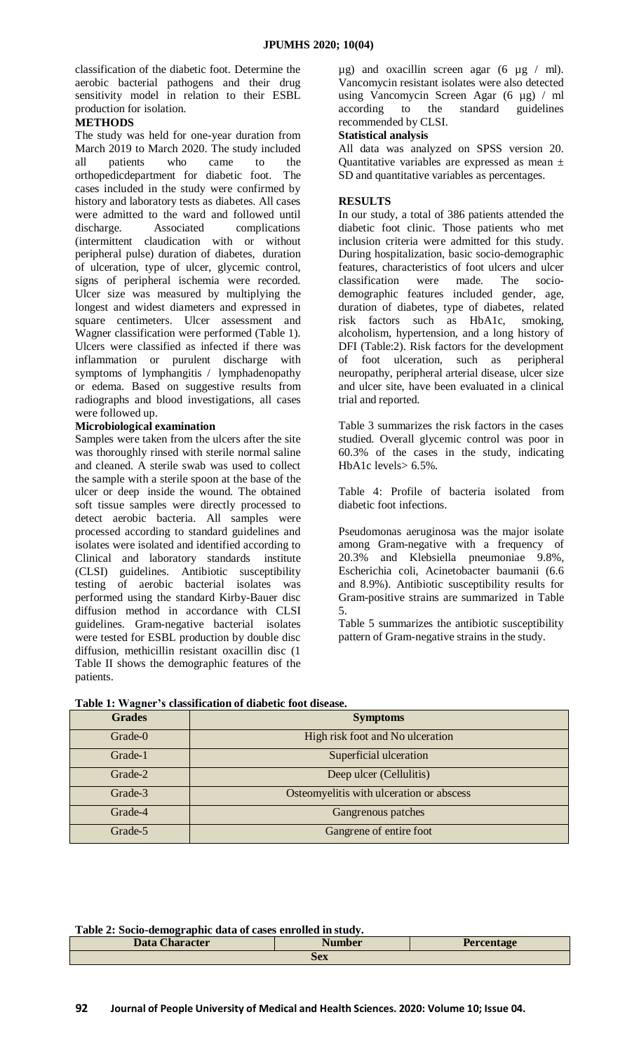classification of the diabetic foot. Determine the aerobic bacterial pathogens and their drug sensitivity model in relation to their ESBL production for isolation.

## METHODS

The study was held for one-year duration from March 2019 to March 2020. The study included all patients who came to the orthopedicdepartment for diabetic foot. The cases included in the study were confirmed by history and laboratory tests as diabetes. All cases were admitted to the ward and followed until discharge. Associated complications (intermittent claudication with or without peripheral pulse) duration of diabetes, duration of ulceration, type of ulcer, glycemic control, signs of peripheral ischemia were recorded. Ulcer size was measured by multiplying the longest and widest diameters and expressed in square centimeters. Ulcer assessment and Wagner classification were performed (Table 1). Ulcers were classified as infected if there was inflammation or purulent discharge with symptoms of lymphangitis / lymphadenopathy or edema. Based on suggestive results from radiographs and blood investigations, all cases were followed up.

### Microbiological examination

Samples were taken from the ulcers after the site was thoroughly rinsed with sterile normal saline and cleaned. A sterile swab was used to collect the sample with a sterile spoon at the base of the ulcer or deep inside the wound. The obtained soft tissue samples were directly processed to detect aerobic bacteria. All samples were processed according to standard guidelines and isolates were isolated and identified according to Clinical and laboratory standards institute (CLSI) guidelines. Antibiotic susceptibility testing of aerobic bacterial isolates was performed using the standard Kirby-Bauer disc diffusion method in accordance with CLSI guidelines. Gram-negative bacterial isolates were tested for ESBL production by double disc diffusion, methicillin resistant oxacillin disc (1 Table II shows the demographic features of the patients.

µg) and oxacillin screen agar (6 µg / ml). Vancomycin resistant isolates were also detected using Vancomycin Screen Agar (6 µg) / ml according to the standard guidelines recommended by CLSI.

### Statistical analysis

All data was analyzed on SPSS version 20. Quantitative variables are expressed as mean ± SD and quantitative variables as percentages.

## RESULTS

In our study, a total of 386 patients attended the diabetic foot clinic. Those patients who met inclusion criteria were admitted for this study. During hospitalization, basic socio-demographic features, characteristics of foot ulcers and ulcer classification were made. The socio-demographic features included gender, age, duration of diabetes, type of diabetes, related risk factors such as HbA1c, smoking, alcoholism, hypertension, and a long history of DFI (Table:2). Risk factors for the development of foot ulceration, such as peripheral neuropathy, peripheral arterial disease, ulcer size and ulcer site, have been evaluated in a clinical trial and reported.

Table 3 summarizes the risk factors in the cases studied. Overall glycemic control was poor in 60.3% of the cases in the study, indicating HbA1c levels> 6.5%.

Table 4: Profile of bacteria isolated from diabetic foot infections.

Pseudomonas aeruginosa was the major isolate among Gram-negative with a frequency of 20.3% and Klebsiella pneumoniae 9.8%, Escherichia coli, Acinetobacter baumanii (6.6 and 8.9%). Antibiotic susceptibility results for Gram-positive strains are summarized in Table 5.

Table 5 summarizes the antibiotic susceptibility pattern of Gram-negative strains in the study.

**Table 1: Wagner's classification of diabetic foot disease.**

| Grades | Symptoms |
|---|---|
| Grade-0 | High risk foot and No ulceration |
| Grade-1 | Superficial ulceration |
| Grade-2 | Deep ulcer (Cellulitis) |
| Grade-3 | Osteomyelitis with ulceration or abscess |
| Grade-4 | Gangrenous patches |
| Grade-5 | Gangrene of entire foot |

**Table 2: Socio-demographic data of cases enrolled in study.**

| Data Character | Number | Percentage |
|---|---|---|
| Sex | | |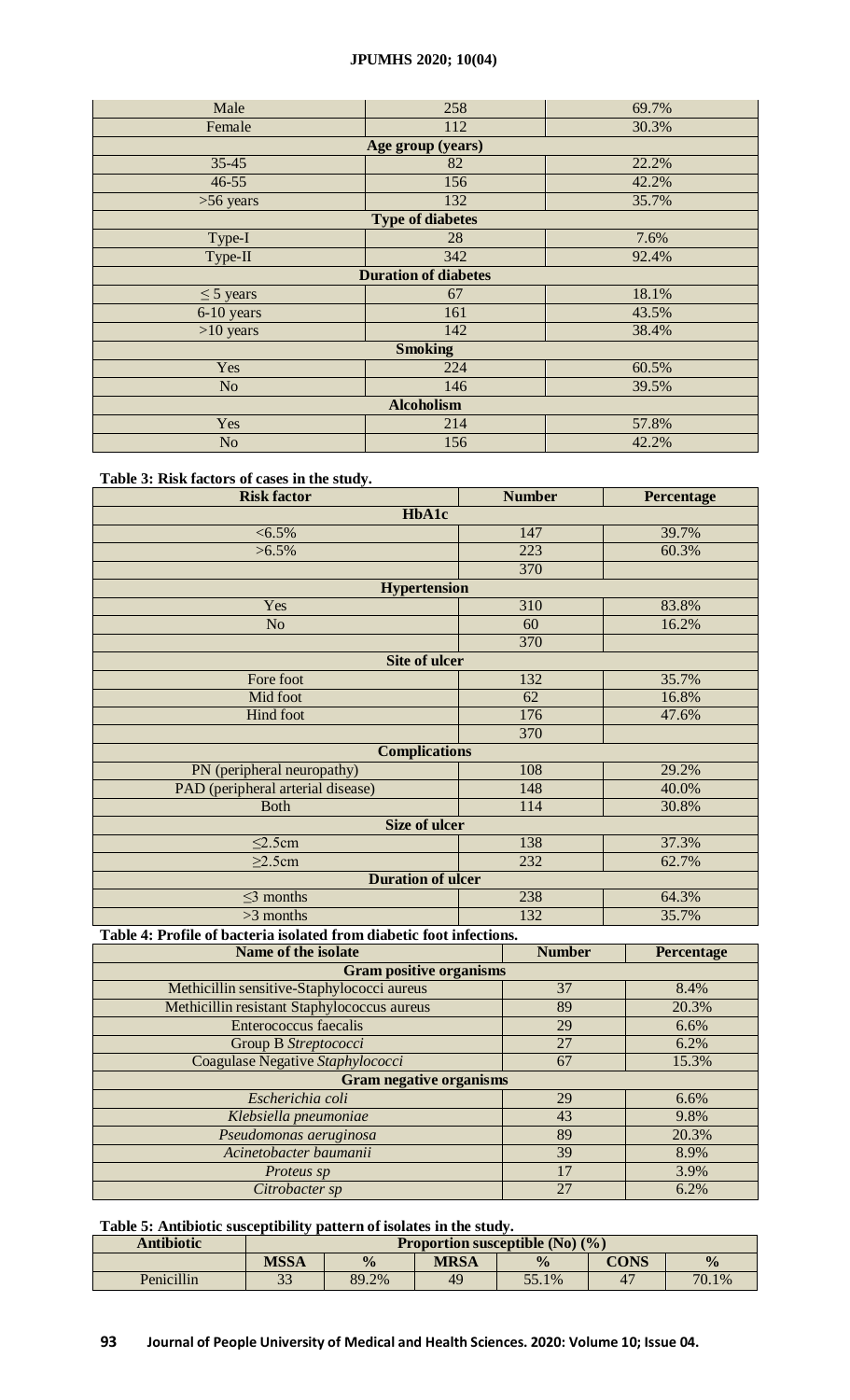| | | |
|---|---|---|
| Male | 258 | 69.7% |
| Female | 112 | 30.3% |
| **Age group (years)** | | |
| 35-45 | 82 | 22.2% |
| 46-55 | 156 | 42.2% |
| >56 years | 132 | 35.7% |
| **Type of diabetes** | | |
| Type-I | 28 | 7.6% |
| Type-II | 342 | 92.4% |
| **Duration of diabetes** | | |
| ≤ 5 years | 67 | 18.1% |
| 6-10 years | 161 | 43.5% |
| >10 years | 142 | 38.4% |
| **Smoking** | | |
| Yes | 224 | 60.5% |
| No | 146 | 39.5% |
| **Alcoholism** | | |
| Yes | 214 | 57.8% |
| No | 156 | 42.2% |

**Table 3: Risk factors of cases in the study.**

| Risk factor | Number | Percentage |
|---|---|---|
| **HbA1c** | | |
| <6.5% | 147 | 39.7% |
| >6.5% | 223 | 60.3% |
| | 370 | |
| **Hypertension** | | |
| Yes | 310 | 83.8% |
| No | 60 | 16.2% |
| | 370 | |
| **Site of ulcer** | | |
| Fore foot | 132 | 35.7% |
| Mid foot | 62 | 16.8% |
| Hind foot | 176 | 47.6% |
| | 370 | |
| **Complications** | | |
| PN (peripheral neuropathy) | 108 | 29.2% |
| PAD (peripheral arterial disease) | 148 | 40.0% |
| Both | 114 | 30.8% |
| **Size of ulcer** | | |
| ≤2.5cm | 138 | 37.3% |
| ≥2.5cm | 232 | 62.7% |
| **Duration of ulcer** | | |
| ≤3 months | 238 | 64.3% |
| >3 months | 132 | 35.7% |

**Table 4: Profile of bacteria isolated from diabetic foot infections.**

| Name of the isolate | Number | Percentage |
|---|---|---|
| **Gram positive organisms** | | |
| Methicillin sensitive-Staphylococci aureus | 37 | 8.4% |
| Methicillin resistant Staphylococcus aureus | 89 | 20.3% |
| Enterococcus faecalis | 29 | 6.6% |
| Group B *Streptococci* | 27 | 6.2% |
| Coagulase Negative *Staphylococci* | 67 | 15.3% |
| **Gram negative organisms** | | |
| *Escherichia coli* | 29 | 6.6% |
| *Klebsiella pneumoniae* | 43 | 9.8% |
| *Pseudomonas aeruginosa* | 89 | 20.3% |
| *Acinetobacter baumanii* | 39 | 8.9% |
| *Proteus sp* | 17 | 3.9% |
| *Citrobacter sp* | 27 | 6.2% |

**Table 5: Antibiotic susceptibility pattern of isolates in the study.**

| Antibiotic | Proportion susceptible (No) (%) | | | | | |
|---|---|---|---|---|---|---|
| | **MSSA** | **%** | **MRSA** | **%** | **CONS** | **%** |
| Penicillin | 33 | 89.2% | 49 | 55.1% | 47 | 70.1% |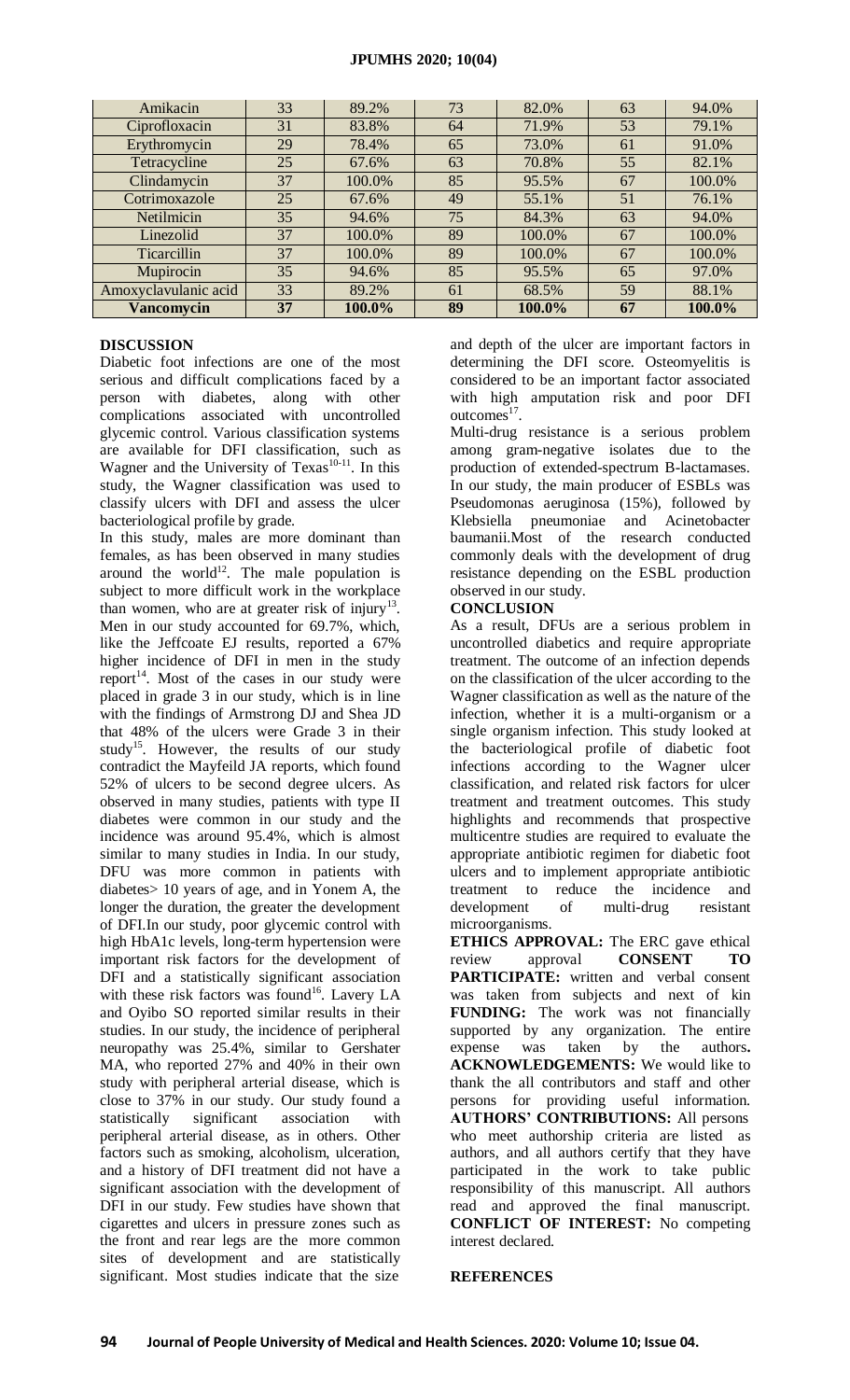| Amikacin | 33 | 89.2% | 73 | 82.0% | 63 | 94.0% |
|---|---|---|---|---|---|---|
| Ciprofloxacin | 31 | 83.8% | 64 | 71.9% | 53 | 79.1% |
| Erythromycin | 29 | 78.4% | 65 | 73.0% | 61 | 91.0% |
| Tetracycline | 25 | 67.6% | 63 | 70.8% | 55 | 82.1% |
| Clindamycin | 37 | 100.0% | 85 | 95.5% | 67 | 100.0% |
| Cotrimoxazole | 25 | 67.6% | 49 | 55.1% | 51 | 76.1% |
| Netilmicin | 35 | 94.6% | 75 | 84.3% | 63 | 94.0% |
| Linezolid | 37 | 100.0% | 89 | 100.0% | 67 | 100.0% |
| Ticarcillin | 37 | 100.0% | 89 | 100.0% | 67 | 100.0% |
| Mupirocin | 35 | 94.6% | 85 | 95.5% | 65 | 97.0% |
| Amoxyclavulanic acid | 33 | 89.2% | 61 | 68.5% | 59 | 88.1% |
| **Vancomycin** | **37** | **100.0%** | **89** | **100.0%** | **67** | **100.0%** |

## DISCUSSION

Diabetic foot infections are one of the most serious and difficult complications faced by a person with diabetes, along with other complications associated with uncontrolled glycemic control. Various classification systems are available for DFI classification, such as Wagner and the University of Texas[10-11]. In this study, the Wagner classification was used to classify ulcers with DFI and assess the ulcer bacteriological profile by grade.

In this study, males are more dominant than females, as has been observed in many studies around the world[12]. The male population is subject to more difficult work in the workplace than women, who are at greater risk of injury[13]. Men in our study accounted for 69.7%, which, like the Jeffcoate EJ results, reported a 67% higher incidence of DFI in men in the study report[14]. Most of the cases in our study were placed in grade 3 in our study, which is in line with the findings of Armstrong DJ and Shea JD that 48% of the ulcers were Grade 3 in their study[15]. However, the results of our study contradict the Mayfeild JA reports, which found 52% of ulcers to be second degree ulcers. As observed in many studies, patients with type II diabetes were common in our study and the incidence was around 95.4%, which is almost similar to many studies in India. In our study, DFU was more common in patients with diabetes> 10 years of age, and in Yonem A, the longer the duration, the greater the development of DFI.In our study, poor glycemic control with high HbA1c levels, long-term hypertension were important risk factors for the development of DFI and a statistically significant association with these risk factors was found[16]. Lavery LA and Oyibo SO reported similar results in their studies. In our study, the incidence of peripheral neuropathy was 25.4%, similar to Gershater MA, who reported 27% and 40% in their own study with peripheral arterial disease, which is close to 37% in our study. Our study found a statistically significant association with peripheral arterial disease, as in others. Other factors such as smoking, alcoholism, ulceration, and a history of DFI treatment did not have a significant association with the development of DFI in our study. Few studies have shown that cigarettes and ulcers in pressure zones such as the front and rear legs are the more common sites of development and are statistically significant. Most studies indicate that the size and depth of the ulcer are important factors in determining the DFI score. Osteomyelitis is considered to be an important factor associated with high amputation risk and poor DFI outcomes[17].

Multi-drug resistance is a serious problem among gram-negative isolates due to the production of extended-spectrum B-lactamases. In our study, the main producer of ESBLs was Pseudomonas aeruginosa (15%), followed by Klebsiella pneumoniae and Acinetobacter baumanii.Most of the research conducted commonly deals with the development of drug resistance depending on the ESBL production observed in our study.

## CONCLUSION

As a result, DFUs are a serious problem in uncontrolled diabetics and require appropriate treatment. The outcome of an infection depends on the classification of the ulcer according to the Wagner classification as well as the nature of the infection, whether it is a multi-organism or a single organism infection. This study looked at the bacteriological profile of diabetic foot infections according to the Wagner ulcer classification, and related risk factors for ulcer treatment and treatment outcomes. This study highlights and recommends that prospective multicentre studies are required to evaluate the appropriate antibiotic regimen for diabetic foot ulcers and to implement appropriate antibiotic treatment to reduce the incidence and development of multi-drug resistant microorganisms.

**ETHICS APPROVAL:** The ERC gave ethical review approval **CONSENT TO PARTICIPATE:** written and verbal consent was taken from subjects and next of kin **FUNDING:** The work was not financially supported by any organization. The entire expense was taken by the authors**. ACKNOWLEDGEMENTS:** We would like to thank the all contributors and staff and other persons for providing useful information. **AUTHORS' CONTRIBUTIONS:** All persons who meet authorship criteria are listed as authors, and all authors certify that they have participated in the work to take public responsibility of this manuscript. All authors read and approved the final manuscript. **CONFLICT OF INTEREST:** No competing interest declared.

## REFERENCES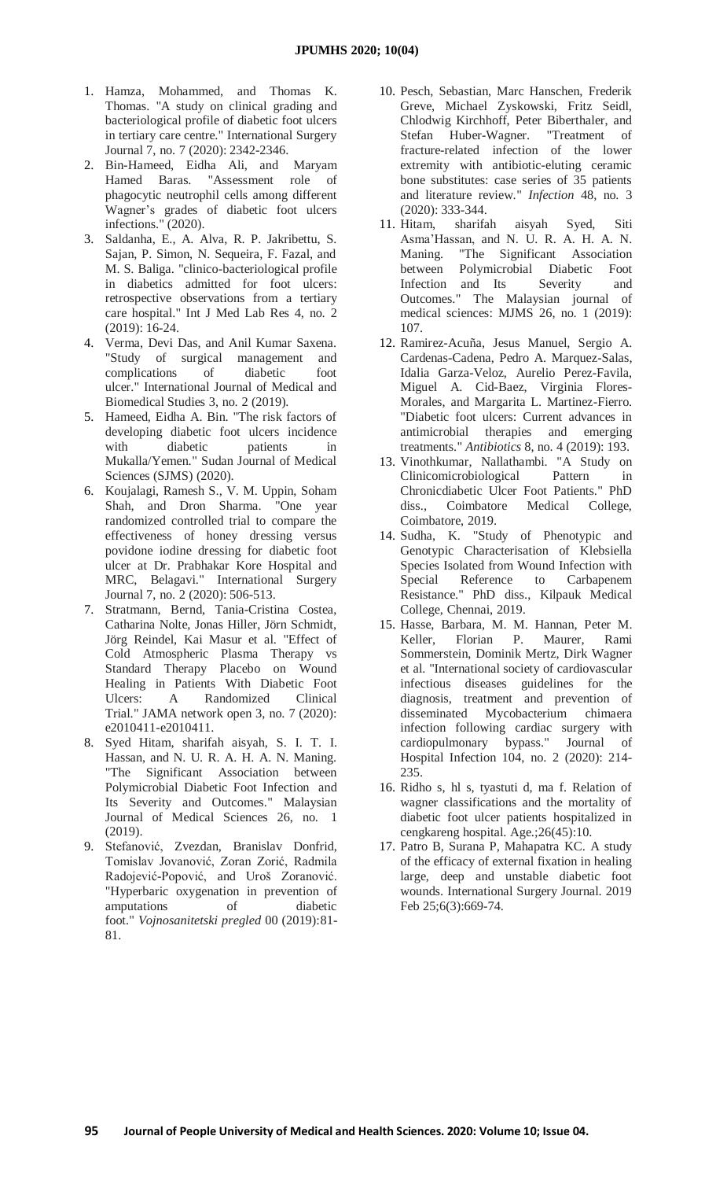1. Hamza, Mohammed, and Thomas K. Thomas. "A study on clinical grading and bacteriological profile of diabetic foot ulcers in tertiary care centre." International Surgery Journal 7, no. 7 (2020): 2342-2346.
2. Bin-Hameed, Eidha Ali, and Maryam Hamed Baras. "Assessment role of phagocytic neutrophil cells among different Wagner's grades of diabetic foot ulcers infections." (2020).
3. Saldanha, E., A. Alva, R. P. Jakribettu, S. Sajan, P. Simon, N. Sequeira, F. Fazal, and M. S. Baliga. "clinico-bacteriological profile in diabetics admitted for foot ulcers: retrospective observations from a tertiary care hospital." Int J Med Lab Res 4, no. 2 (2019): 16-24.
4. Verma, Devi Das, and Anil Kumar Saxena. "Study of surgical management and complications of diabetic foot ulcer." International Journal of Medical and Biomedical Studies 3, no. 2 (2019).
5. Hameed, Eidha A. Bin. "The risk factors of developing diabetic foot ulcers incidence with diabetic patients in Mukalla/Yemen." Sudan Journal of Medical Sciences (SJMS) (2020).
6. Koujalagi, Ramesh S., V. M. Uppin, Soham Shah, and Dron Sharma. "One year randomized controlled trial to compare the effectiveness of honey dressing versus povidone iodine dressing for diabetic foot ulcer at Dr. Prabhakar Kore Hospital and MRC, Belagavi." International Surgery Journal 7, no. 2 (2020): 506-513.
7. Stratmann, Bernd, Tania-Cristina Costea, Catharina Nolte, Jonas Hiller, Jörn Schmidt, Jörg Reindel, Kai Masur et al. "Effect of Cold Atmospheric Plasma Therapy vs Standard Therapy Placebo on Wound Healing in Patients With Diabetic Foot Ulcers: A Randomized Clinical Trial." JAMA network open 3, no. 7 (2020): e2010411-e2010411.
8. Syed Hitam, sharifah aisyah, S. I. T. I. Hassan, and N. U. R. A. H. A. N. Maning. "The Significant Association between Polymicrobial Diabetic Foot Infection and Its Severity and Outcomes." Malaysian Journal of Medical Sciences 26, no. 1 (2019).
9. Stefanović, Zvezdan, Branislav Donfrid, Tomislav Jovanović, Zoran Zorić, Radmila Radojević-Popović, and Uroš Zoranović. "Hyperbaric oxygenation in prevention of amputations of diabetic foot." *Vojnosanitetski pregled* 00 (2019):81-81.
10. Pesch, Sebastian, Marc Hanschen, Frederik Greve, Michael Zyskowski, Fritz Seidl, Chlodwig Kirchhoff, Peter Biberthaler, and Stefan Huber-Wagner. "Treatment of fracture-related infection of the lower extremity with antibiotic-eluting ceramic bone substitutes: case series of 35 patients and literature review." *Infection* 48, no. 3 (2020): 333-344.
11. Hitam, sharifah aisyah Syed, Siti Asma'Hassan, and N. U. R. A. H. A. N. Maning. "The Significant Association between Polymicrobial Diabetic Foot Infection and Its Severity and Outcomes." The Malaysian journal of medical sciences: MJMS 26, no. 1 (2019): 107.
12. Ramirez-Acuña, Jesus Manuel, Sergio A. Cardenas-Cadena, Pedro A. Marquez-Salas, Idalia Garza-Veloz, Aurelio Perez-Favila, Miguel A. Cid-Baez, Virginia Flores-Morales, and Margarita L. Martinez-Fierro. "Diabetic foot ulcers: Current advances in antimicrobial therapies and emerging treatments." *Antibiotics* 8, no. 4 (2019): 193.
13. Vinothkumar, Nallathambi. "A Study on Clinicomicrobiological Pattern in Chronicdiabetic Ulcer Foot Patients." PhD diss., Coimbatore Medical College, Coimbatore, 2019.
14. Sudha, K. "Study of Phenotypic and Genotypic Characterisation of Klebsiella Species Isolated from Wound Infection with Special Reference to Carbapenem Resistance." PhD diss., Kilpauk Medical College, Chennai, 2019.
15. Hasse, Barbara, M. M. Hannan, Peter M. Keller, Florian P. Maurer, Rami Sommerstein, Dominik Mertz, Dirk Wagner et al. "International society of cardiovascular infectious diseases guidelines for the diagnosis, treatment and prevention of disseminated Mycobacterium chimaera infection following cardiac surgery with cardiopulmonary bypass." Journal of Hospital Infection 104, no. 2 (2020): 214-235.
16. Ridho s, hl s, tyastuti d, ma f. Relation of wagner classifications and the mortality of diabetic foot ulcer patients hospitalized in cengkareng hospital. Age.;26(45):10.
17. Patro B, Surana P, Mahapatra KC. A study of the efficacy of external fixation in healing large, deep and unstable diabetic foot wounds. International Surgery Journal. 2019 Feb 25;6(3):669-74.